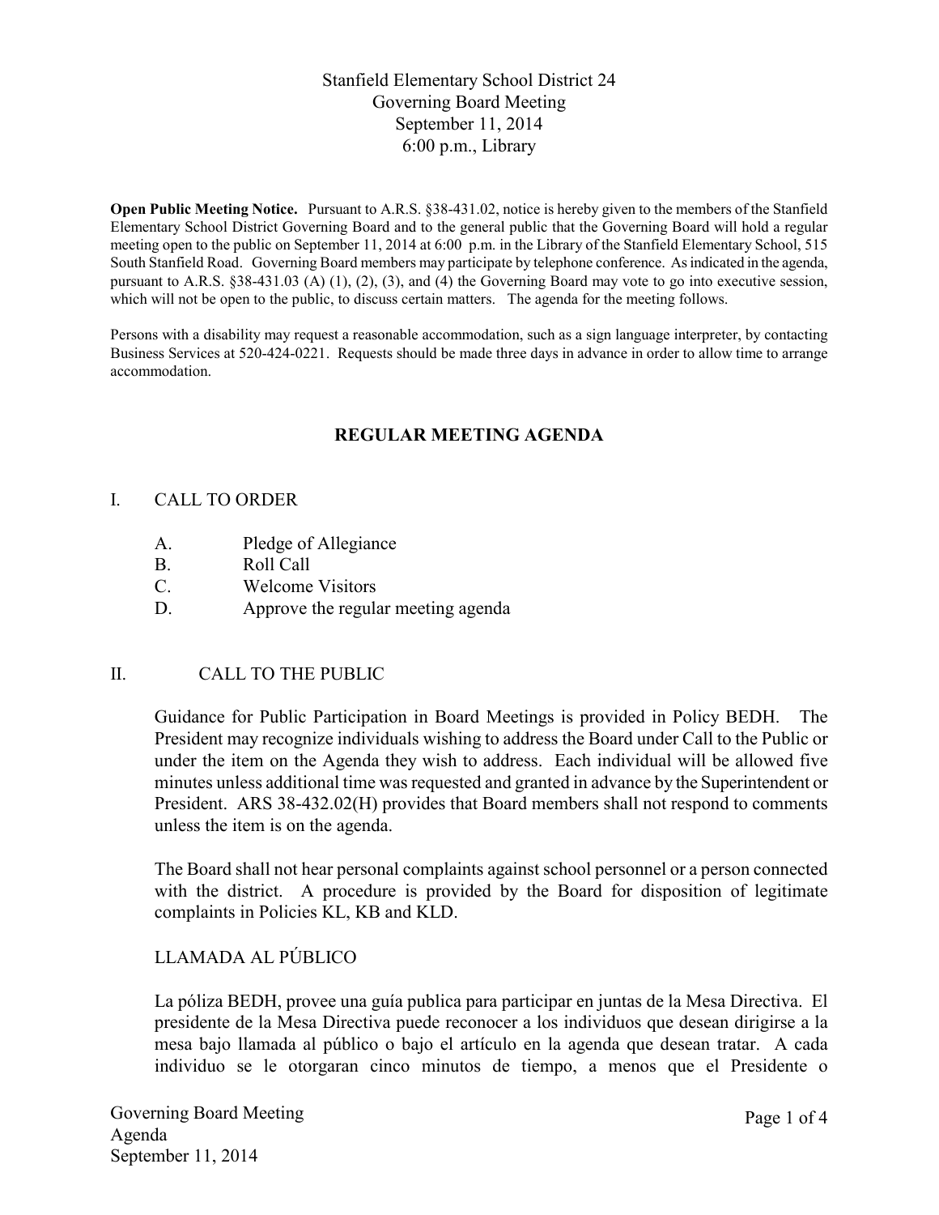# Stanfield Elementary School District 24
## Governing Board Meeting
## September 11, 2014
## 6:00 p.m., Library

**Open Public Meeting Notice.** Pursuant to A.R.S. §38-431.02, notice is hereby given to the members of the Stanfield Elementary School District Governing Board and to the general public that the Governing Board will hold a regular meeting open to the public on September 11, 2014 at 6:00 p.m. in the Library of the Stanfield Elementary School, 515 South Stanfield Road. Governing Board members may participate by telephone conference. As indicated in the agenda, pursuant to A.R.S. §38-431.03 (A) (1), (2), (3), and (4) the Governing Board may vote to go into executive session, which will not be open to the public, to discuss certain matters. The agenda for the meeting follows.

Persons with a disability may request a reasonable accommodation, such as a sign language interpreter, by contacting Business Services at 520-424-0221. Requests should be made three days in advance in order to allow time to arrange accommodation.

## REGULAR MEETING AGENDA

I. CALL TO ORDER

- A. Pledge of Allegiance
- B. Roll Call
- C. Welcome Visitors
- D. Approve the regular meeting agenda

II. CALL TO THE PUBLIC

Guidance for Public Participation in Board Meetings is provided in Policy BEDH. The President may recognize individuals wishing to address the Board under Call to the Public or under the item on the Agenda they wish to address. Each individual will be allowed five minutes unless additional time was requested and granted in advance by the Superintendent or President. ARS 38-432.02(H) provides that Board members shall not respond to comments unless the item is on the agenda.

The Board shall not hear personal complaints against school personnel or a person connected with the district. A procedure is provided by the Board for disposition of legitimate complaints in Policies KL, KB and KLD.

LLAMADA AL PÚBLICO

La póliza BEDH, provee una guía publica para participar en juntas de la Mesa Directiva. El presidente de la Mesa Directiva puede reconocer a los individuos que desean dirigirse a la mesa bajo llamada al público o bajo el artículo en la agenda que desean tratar. A cada individuo se le otorgaran cinco minutos de tiempo, a menos que el Presidente o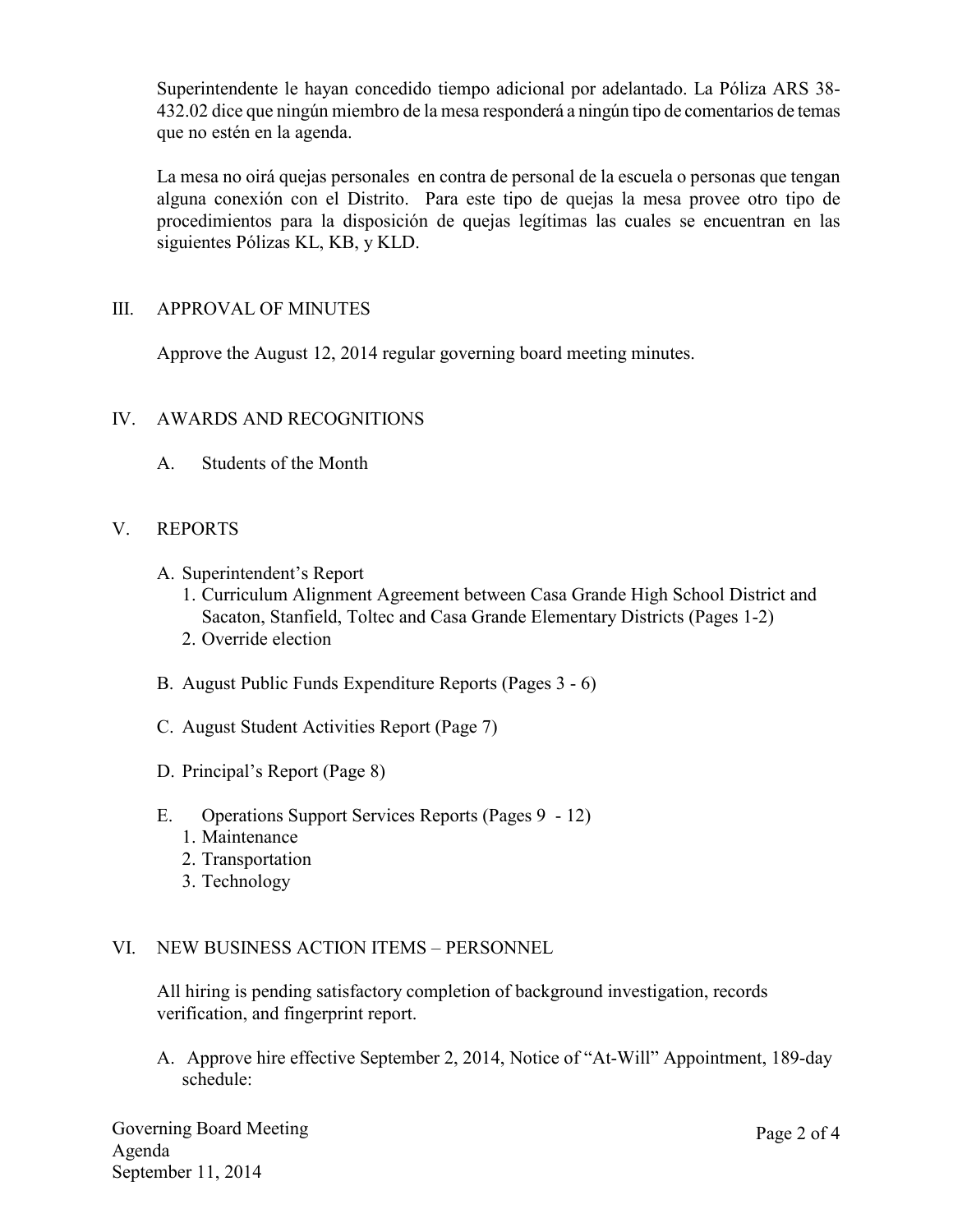Superintendente le hayan concedido tiempo adicional por adelantado. La Póliza ARS 38-432.02 dice que ningún miembro de la mesa responderá a ningún tipo de comentarios de temas que no estén en la agenda.

La mesa no oirá quejas personales en contra de personal de la escuela o personas que tengan alguna conexión con el Distrito. Para este tipo de quejas la mesa provee otro tipo de procedimientos para la disposición de quejas legítimas las cuales se encuentran en las siguientes Pólizas KL, KB, y KLD.

## III. APPROVAL OF MINUTES

Approve the August 12, 2014 regular governing board meeting minutes.

## IV. AWARDS AND RECOGNITIONS

A. Students of the Month

## V. REPORTS

A. Superintendent's Report
   1. Curriculum Alignment Agreement between Casa Grande High School District and Sacaton, Stanfield, Toltec and Casa Grande Elementary Districts (Pages 1-2)
   2. Override election

B. August Public Funds Expenditure Reports (Pages 3 - 6)

C. August Student Activities Report (Page 7)

D. Principal's Report (Page 8)

E. Operations Support Services Reports (Pages 9 - 12)
   1. Maintenance
   2. Transportation
   3. Technology

## VI. NEW BUSINESS ACTION ITEMS – PERSONNEL

All hiring is pending satisfactory completion of background investigation, records verification, and fingerprint report.

A. Approve hire effective September 2, 2014, Notice of "At-Will" Appointment, 189-day schedule: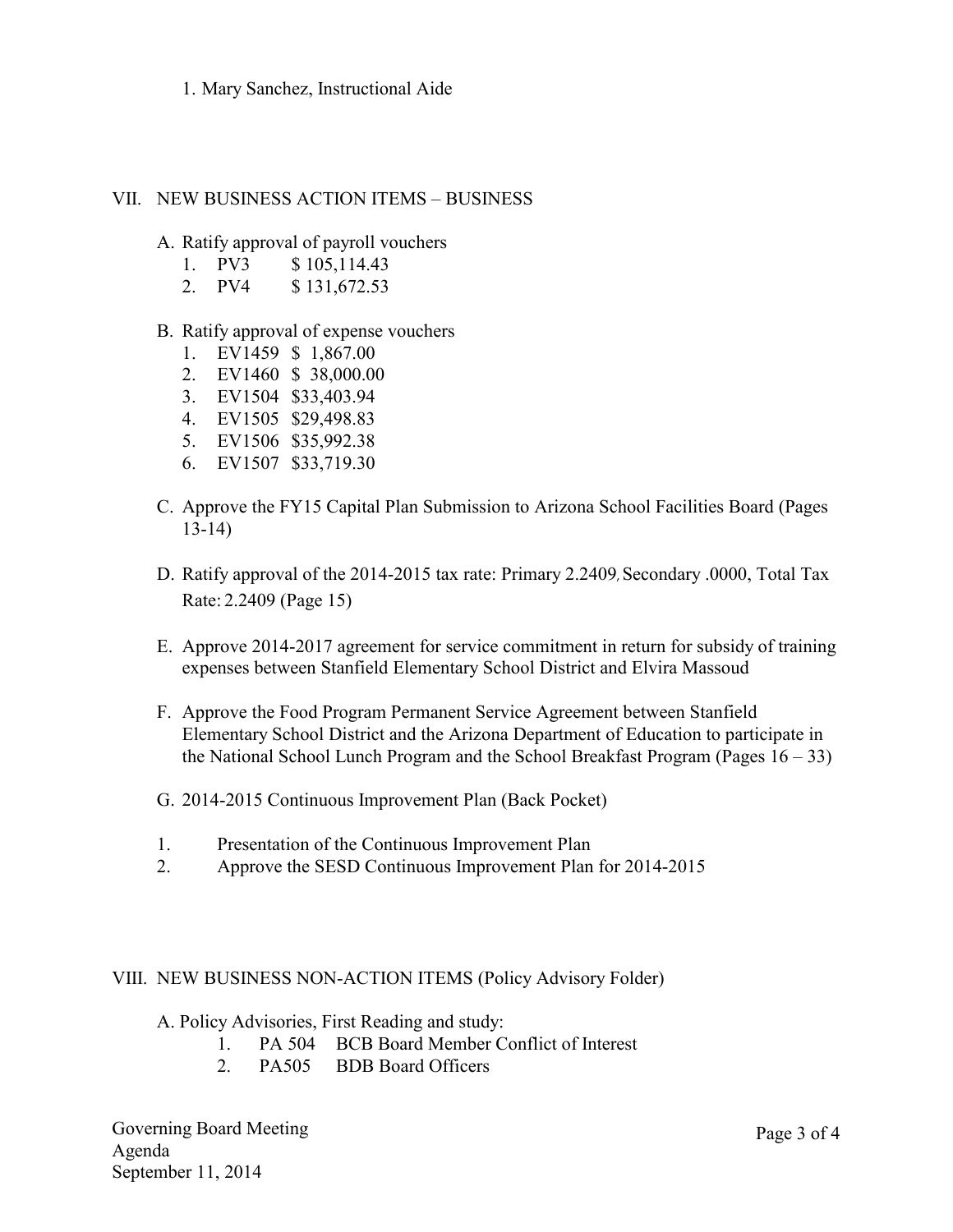1. Mary Sanchez, Instructional Aide

## VII. NEW BUSINESS ACTION ITEMS – BUSINESS

A. Ratify approval of payroll vouchers
   1. PV3 $ 105,114.43
   2. PV4 $ 131,672.53

B. Ratify approval of expense vouchers
   1. EV1459 $ 1,867.00
   2. EV1460 $ 38,000.00
   3. EV1504 $33,403.94
   4. EV1505 $29,498.83
   5. EV1506 $35,992.38
   6. EV1507 $33,719.30

C. Approve the FY15 Capital Plan Submission to Arizona School Facilities Board (Pages 13-14)

D. Ratify approval of the 2014-2015 tax rate: Primary 2.2409, Secondary .0000, Total Tax Rate: 2.2409 (Page 15)

E. Approve 2014-2017 agreement for service commitment in return for subsidy of training expenses between Stanfield Elementary School District and Elvira Massoud

F. Approve the Food Program Permanent Service Agreement between Stanfield Elementary School District and the Arizona Department of Education to participate in the National School Lunch Program and the School Breakfast Program (Pages 16 – 33)

G. 2014-2015 Continuous Improvement Plan (Back Pocket)

1. Presentation of the Continuous Improvement Plan
2. Approve the SESD Continuous Improvement Plan for 2014-2015

## VIII. NEW BUSINESS NON-ACTION ITEMS (Policy Advisory Folder)

A. Policy Advisories, First Reading and study:
   1. PA 504 BCB Board Member Conflict of Interest
   2. PA505 BDB Board Officers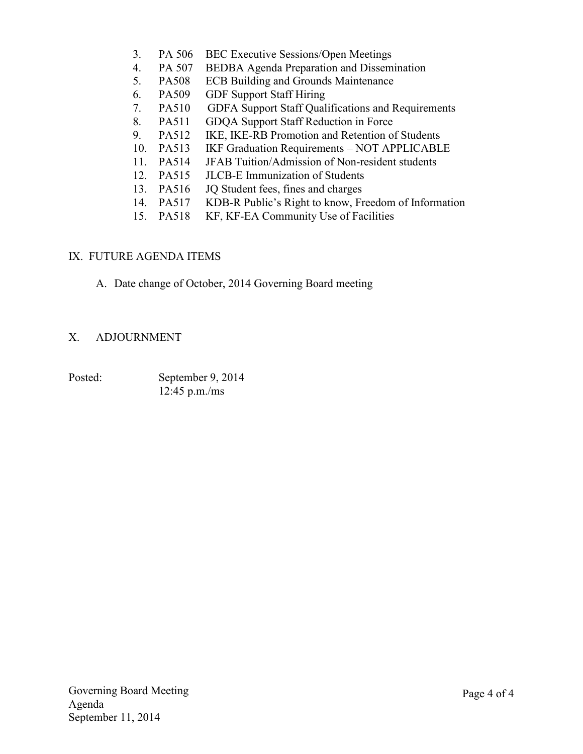3. PA 506 BEC Executive Sessions/Open Meetings
4. PA 507 BEDBA Agenda Preparation and Dissemination
5. PA508 ECB Building and Grounds Maintenance
6. PA509 GDF Support Staff Hiring
7. PA510 GDFA Support Staff Qualifications and Requirements
8. PA511 GDQA Support Staff Reduction in Force
9. PA512 IKE, IKE-RB Promotion and Retention of Students
10. PA513 IKF Graduation Requirements – NOT APPLICABLE
11. PA514 JFAB Tuition/Admission of Non-resident students
12. PA515 JLCB-E Immunization of Students
13. PA516 JQ Student fees, fines and charges
14. PA517 KDB-R Public's Right to know, Freedom of Information
15. PA518 KF, KF-EA Community Use of Facilities

## IX. FUTURE AGENDA ITEMS

A. Date change of October, 2014 Governing Board meeting

## X. ADJOURNMENT

Posted: September 9, 2014
12:45 p.m./ms